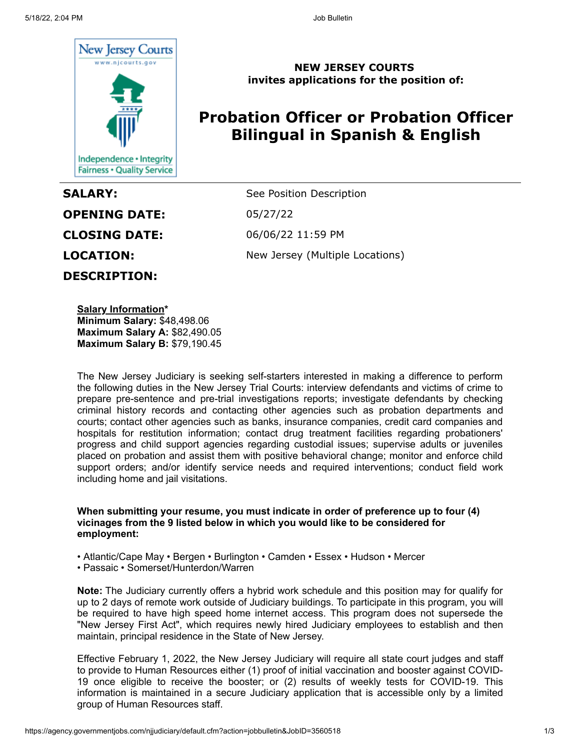**NEW JERSEY COURTS**
**invites applications for the position of:**

# Probation Officer or Probation Officer Bilingual in Spanish & English

| | |
|---|---|
| **SALARY:** | See Position Description |
| **OPENING DATE:** | 05/27/22 |
| **CLOSING DATE:** | 06/06/22 11:59 PM |
| **LOCATION:** | New Jersey (Multiple Locations) |

**DESCRIPTION:**

**Salary Information***
**Minimum Salary:** $48,498.06
**Maximum Salary A:** $82,490.05
**Maximum Salary B:** $79,190.45

The New Jersey Judiciary is seeking self-starters interested in making a difference to perform the following duties in the New Jersey Trial Courts: interview defendants and victims of crime to prepare pre-sentence and pre-trial investigations reports; investigate defendants by checking criminal history records and contacting other agencies such as probation departments and courts; contact other agencies such as banks, insurance companies, credit card companies and hospitals for restitution information; contact drug treatment facilities regarding probationers' progress and child support agencies regarding custodial issues; supervise adults or juveniles placed on probation and assist them with positive behavioral change; monitor and enforce child support orders; and/or identify service needs and required interventions; conduct field work including home and jail visitations.

**When submitting your resume, you must indicate in order of preference up to four (4) vicinages from the 9 listed below in which you would like to be considered for employment:**

• Atlantic/Cape May • Bergen • Burlington • Camden • Essex • Hudson • Mercer
• Passaic • Somerset/Hunterdon/Warren

**Note:** The Judiciary currently offers a hybrid work schedule and this position may for qualify for up to 2 days of remote work outside of Judiciary buildings. To participate in this program, you will be required to have high speed home internet access. This program does not supersede the "New Jersey First Act", which requires newly hired Judiciary employees to establish and then maintain, principal residence in the State of New Jersey.

Effective February 1, 2022, the New Jersey Judiciary will require all state court judges and staff to provide to Human Resources either (1) proof of initial vaccination and booster against COVID-19 once eligible to receive the booster; or (2) results of weekly tests for COVID-19. This information is maintained in a secure Judiciary application that is accessible only by a limited group of Human Resources staff.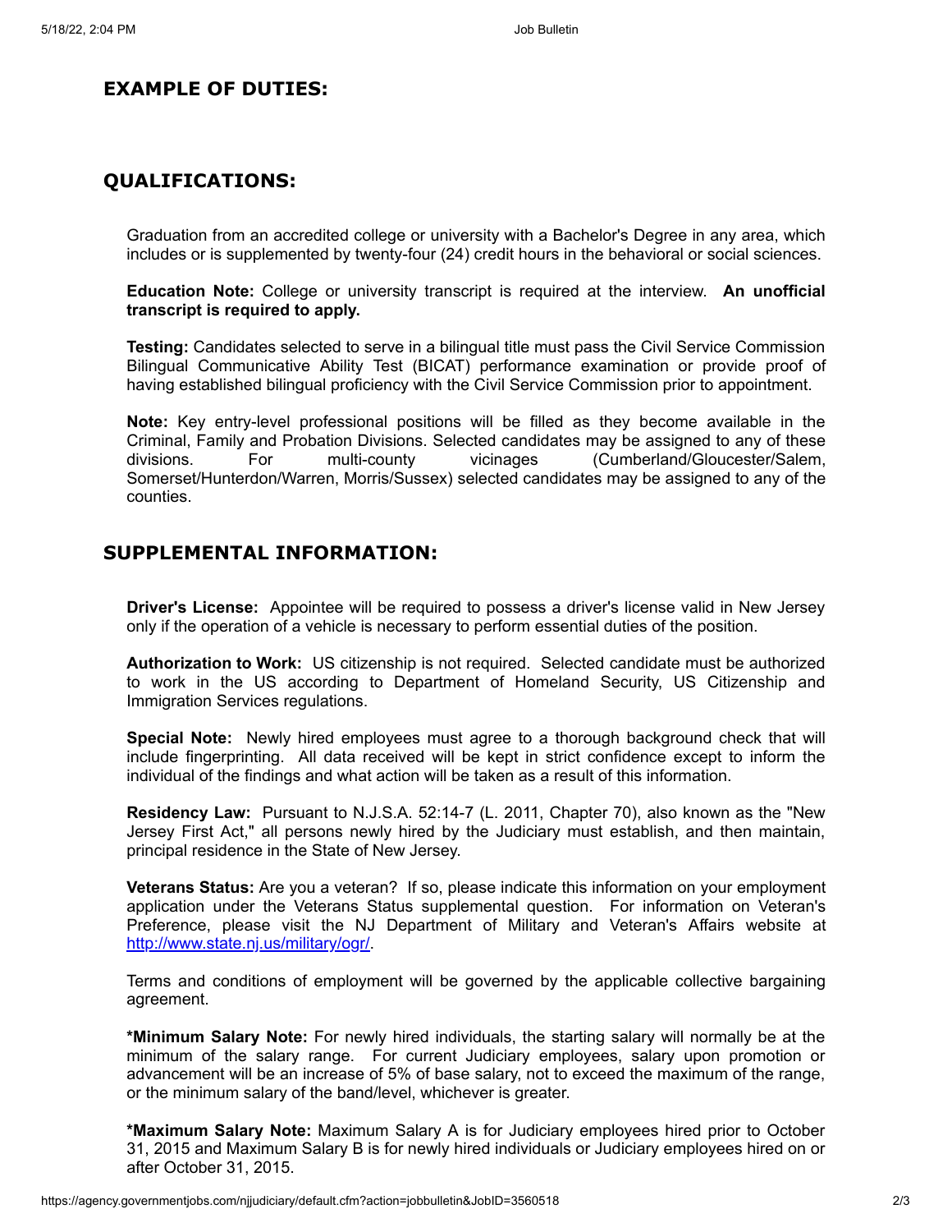## EXAMPLE OF DUTIES:

## QUALIFICATIONS:

Graduation from an accredited college or university with a Bachelor's Degree in any area, which includes or is supplemented by twenty-four (24) credit hours in the behavioral or social sciences.

**Education Note:** College or university transcript is required at the interview. **An unofficial transcript is required to apply.**

**Testing:** Candidates selected to serve in a bilingual title must pass the Civil Service Commission Bilingual Communicative Ability Test (BICAT) performance examination or provide proof of having established bilingual proficiency with the Civil Service Commission prior to appointment.

**Note:** Key entry-level professional positions will be filled as they become available in the Criminal, Family and Probation Divisions. Selected candidates may be assigned to any of these divisions. For multi-county vicinages (Cumberland/Gloucester/Salem, Somerset/Hunterdon/Warren, Morris/Sussex) selected candidates may be assigned to any of the counties.

## SUPPLEMENTAL INFORMATION:

**Driver's License:** Appointee will be required to possess a driver's license valid in New Jersey only if the operation of a vehicle is necessary to perform essential duties of the position.

**Authorization to Work:** US citizenship is not required. Selected candidate must be authorized to work in the US according to Department of Homeland Security, US Citizenship and Immigration Services regulations.

**Special Note:** Newly hired employees must agree to a thorough background check that will include fingerprinting. All data received will be kept in strict confidence except to inform the individual of the findings and what action will be taken as a result of this information.

**Residency Law:** Pursuant to N.J.S.A. 52:14-7 (L. 2011, Chapter 70), also known as the "New Jersey First Act," all persons newly hired by the Judiciary must establish, and then maintain, principal residence in the State of New Jersey.

**Veterans Status:** Are you a veteran? If so, please indicate this information on your employment application under the Veterans Status supplemental question. For information on Veteran's Preference, please visit the NJ Department of Military and Veteran's Affairs website at http://www.state.nj.us/military/ogr/.

Terms and conditions of employment will be governed by the applicable collective bargaining agreement.

***Minimum Salary Note:** For newly hired individuals, the starting salary will normally be at the minimum of the salary range. For current Judiciary employees, salary upon promotion or advancement will be an increase of 5% of base salary, not to exceed the maximum of the range, or the minimum salary of the band/level, whichever is greater.

***Maximum Salary Note:** Maximum Salary A is for Judiciary employees hired prior to October 31, 2015 and Maximum Salary B is for newly hired individuals or Judiciary employees hired on or after October 31, 2015.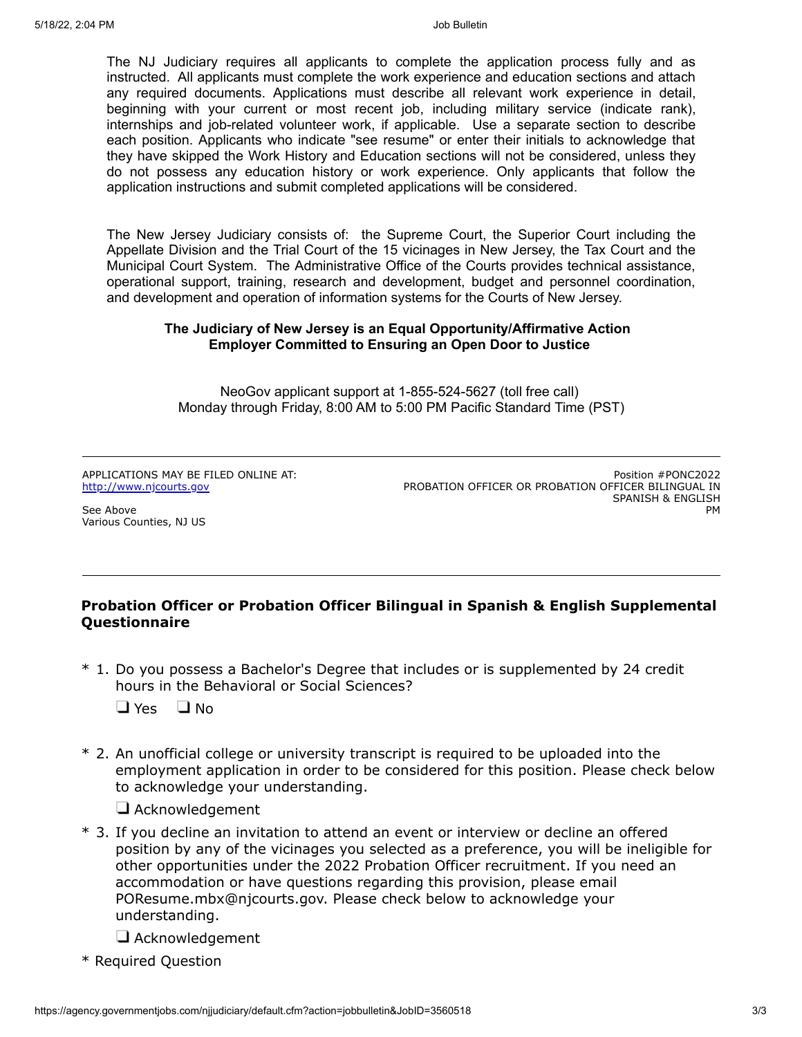The NJ Judiciary requires all applicants to complete the application process fully and as instructed. All applicants must complete the work experience and education sections and attach any required documents. Applications must describe all relevant work experience in detail, beginning with your current or most recent job, including military service (indicate rank), internships and job-related volunteer work, if applicable. Use a separate section to describe each position. Applicants who indicate "see resume" or enter their initials to acknowledge that they have skipped the Work History and Education sections will not be considered, unless they do not possess any education history or work experience. Only applicants that follow the application instructions and submit completed applications will be considered.

The New Jersey Judiciary consists of: the Supreme Court, the Superior Court including the Appellate Division and the Trial Court of the 15 vicinages in New Jersey, the Tax Court and the Municipal Court System. The Administrative Office of the Courts provides technical assistance, operational support, training, research and development, budget and personnel coordination, and development and operation of information systems for the Courts of New Jersey.

**The Judiciary of New Jersey is an Equal Opportunity/Affirmative Action Employer Committed to Ensuring an Open Door to Justice**

NeoGov applicant support at 1-855-524-5627 (toll free call)
Monday through Friday, 8:00 AM to 5:00 PM Pacific Standard Time (PST)

---

APPLICATIONS MAY BE FILED ONLINE AT:
http://www.njcourts.gov

See Above
Various Counties, NJ US

Position #PONC2022
PROBATION OFFICER OR PROBATION OFFICER BILINGUAL IN SPANISH & ENGLISH
PM

---

## Probation Officer or Probation Officer Bilingual in Spanish & English Supplemental Questionnaire

\* 1. Do you possess a Bachelor's Degree that includes or is supplemented by 24 credit hours in the Behavioral or Social Sciences?

❑ Yes ❑ No

\* 2. An unofficial college or university transcript is required to be uploaded into the employment application in order to be considered for this position. Please check below to acknowledge your understanding.

❑ Acknowledgement

\* 3. If you decline an invitation to attend an event or interview or decline an offered position by any of the vicinages you selected as a preference, you will be ineligible for other opportunities under the 2022 Probation Officer recruitment. If you need an accommodation or have questions regarding this provision, please email POResume.mbx@njcourts.gov. Please check below to acknowledge your understanding.

❑ Acknowledgement

\* Required Question